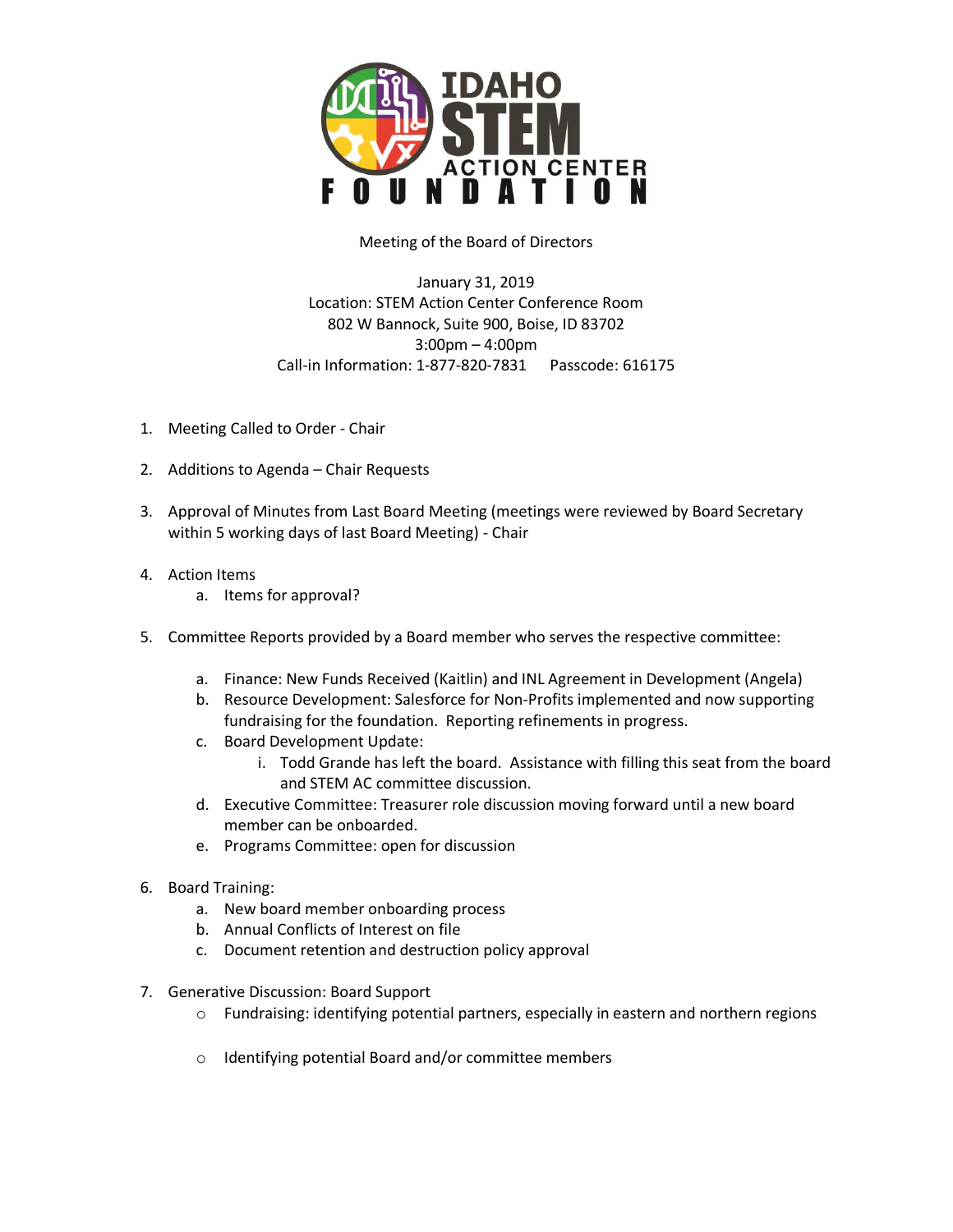IDAHO STEM ACTION CENTER FOUNDATION

Meeting of the Board of Directors

January 31, 2019
Location: STEM Action Center Conference Room
802 W Bannock, Suite 900, Boise, ID 83702
3:00pm – 4:00pm
Call-in Information: 1-877-820-7831 Passcode: 616175

1. Meeting Called to Order - Chair
2. Additions to Agenda – Chair Requests
3. Approval of Minutes from Last Board Meeting (meetings were reviewed by Board Secretary within 5 working days of last Board Meeting) - Chair
4. Action Items
   a. Items for approval?
5. Committee Reports provided by a Board member who serves the respective committee:
   a. Finance: New Funds Received (Kaitlin) and INL Agreement in Development (Angela)
   b. Resource Development: Salesforce for Non-Profits implemented and now supporting fundraising for the foundation. Reporting refinements in progress.
   c. Board Development Update:
      i. Todd Grande has left the board. Assistance with filling this seat from the board and STEM AC committee discussion.
   d. Executive Committee: Treasurer role discussion moving forward until a new board member can be onboarded.
   e. Programs Committee: open for discussion
6. Board Training:
   a. New board member onboarding process
   b. Annual Conflicts of Interest on file
   c. Document retention and destruction policy approval
7. Generative Discussion: Board Support
   - Fundraising: identifying potential partners, especially in eastern and northern regions
   - Identifying potential Board and/or committee members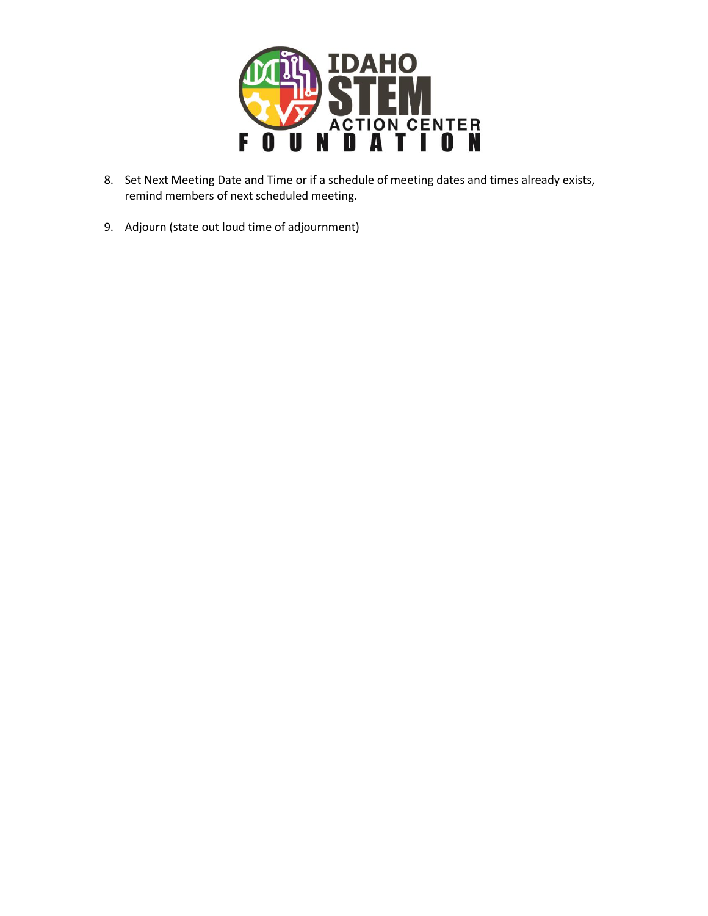8. Set Next Meeting Date and Time or if a schedule of meeting dates and times already exists, remind members of next scheduled meeting.

9. Adjourn (state out loud time of adjournment)